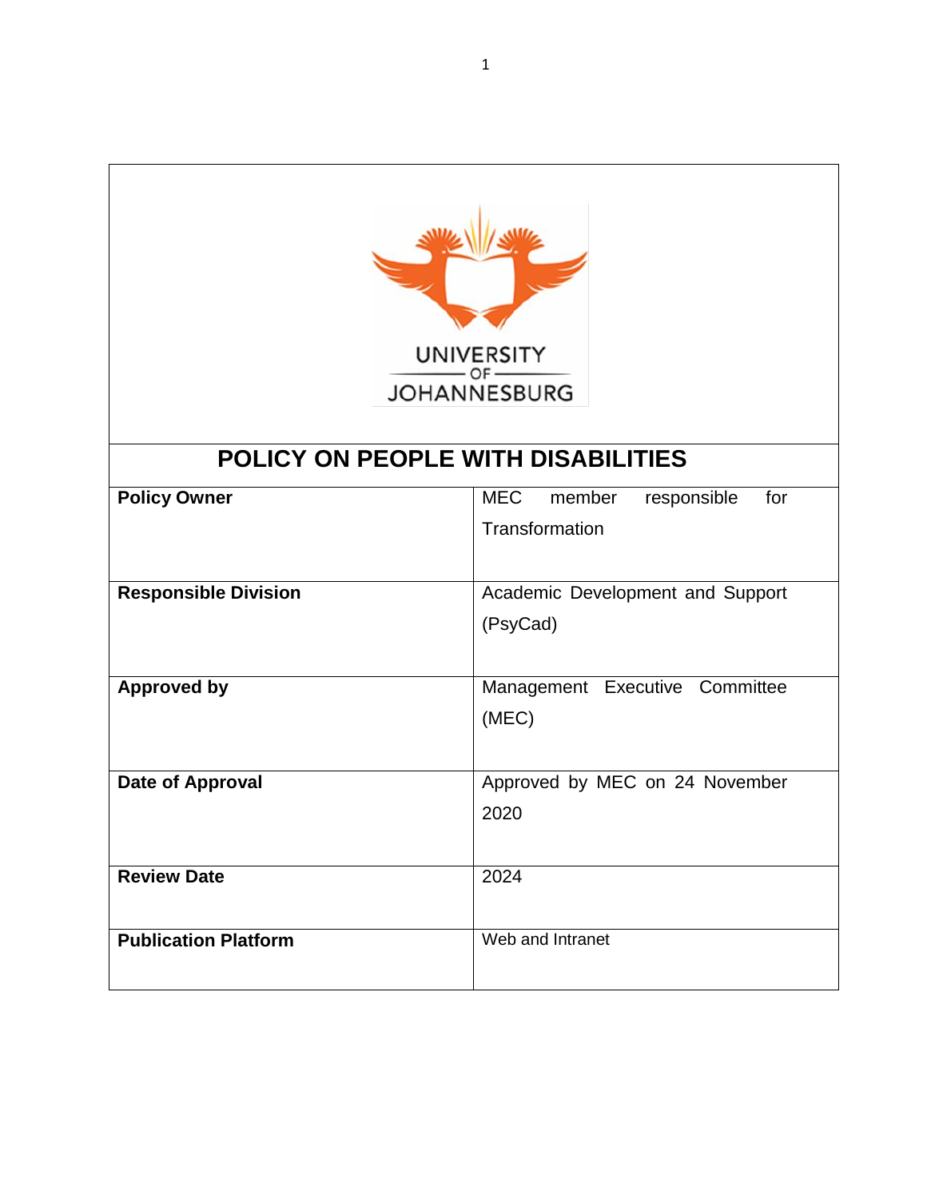UNIVERSITY OF JOHANNESBURG

# POLICY ON PEOPLE WITH DISABILITIES

| | |
|---|---|
| **Policy Owner** | MEC member responsible for Transformation |
| **Responsible Division** | Academic Development and Support (PsyCad) |
| **Approved by** | Management Executive Committee (MEC) |
| **Date of Approval** | Approved by MEC on 24 November 2020 |
| **Review Date** | 2024 |
| **Publication Platform** | Web and Intranet |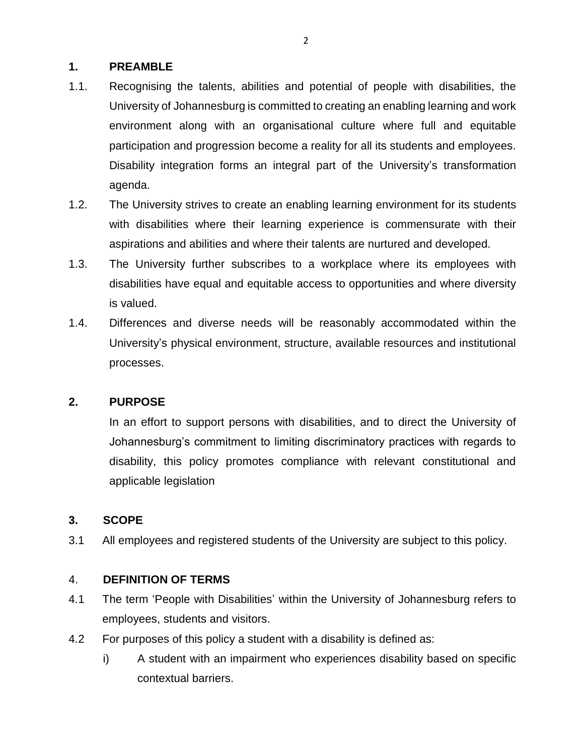## 1. PREAMBLE

1.1. Recognising the talents, abilities and potential of people with disabilities, the University of Johannesburg is committed to creating an enabling learning and work environment along with an organisational culture where full and equitable participation and progression become a reality for all its students and employees. Disability integration forms an integral part of the University's transformation agenda.

1.2. The University strives to create an enabling learning environment for its students with disabilities where their learning experience is commensurate with their aspirations and abilities and where their talents are nurtured and developed.

1.3. The University further subscribes to a workplace where its employees with disabilities have equal and equitable access to opportunities and where diversity is valued.

1.4. Differences and diverse needs will be reasonably accommodated within the University's physical environment, structure, available resources and institutional processes.

## 2. PURPOSE

In an effort to support persons with disabilities, and to direct the University of Johannesburg's commitment to limiting discriminatory practices with regards to disability, this policy promotes compliance with relevant constitutional and applicable legislation

## 3. SCOPE

3.1 All employees and registered students of the University are subject to this policy.

## 4. DEFINITION OF TERMS

4.1 The term 'People with Disabilities' within the University of Johannesburg refers to employees, students and visitors.

4.2 For purposes of this policy a student with a disability is defined as:

i) A student with an impairment who experiences disability based on specific contextual barriers.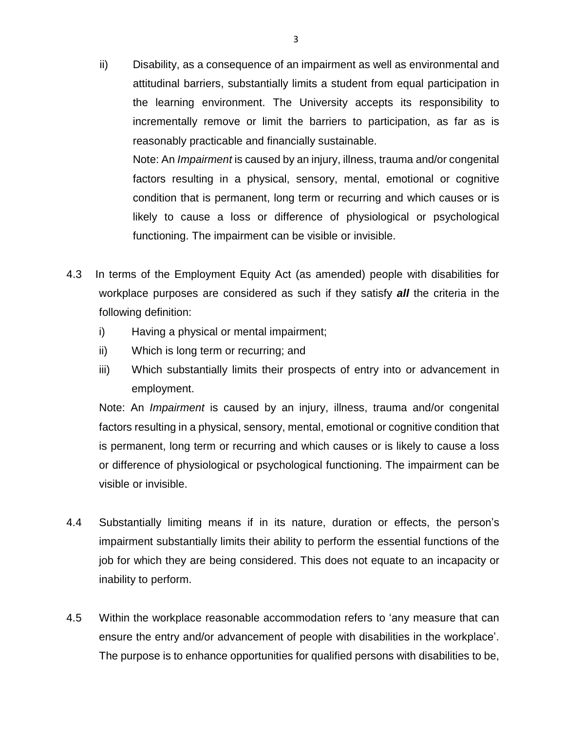ii) Disability, as a consequence of an impairment as well as environmental and attitudinal barriers, substantially limits a student from equal participation in the learning environment. The University accepts its responsibility to incrementally remove or limit the barriers to participation, as far as is reasonably practicable and financially sustainable.

   Note: An *Impairment* is caused by an injury, illness, trauma and/or congenital factors resulting in a physical, sensory, mental, emotional or cognitive condition that is permanent, long term or recurring and which causes or is likely to cause a loss or difference of physiological or psychological functioning. The impairment can be visible or invisible.

4.3 In terms of the Employment Equity Act (as amended) people with disabilities for workplace purposes are considered as such if they satisfy ***all*** the criteria in the following definition:

   i) Having a physical or mental impairment;

   ii) Which is long term or recurring; and

   iii) Which substantially limits their prospects of entry into or advancement in employment.

   Note: An *Impairment* is caused by an injury, illness, trauma and/or congenital factors resulting in a physical, sensory, mental, emotional or cognitive condition that is permanent, long term or recurring and which causes or is likely to cause a loss or difference of physiological or psychological functioning. The impairment can be visible or invisible.

4.4 Substantially limiting means if in its nature, duration or effects, the person's impairment substantially limits their ability to perform the essential functions of the job for which they are being considered. This does not equate to an incapacity or inability to perform.

4.5 Within the workplace reasonable accommodation refers to 'any measure that can ensure the entry and/or advancement of people with disabilities in the workplace'. The purpose is to enhance opportunities for qualified persons with disabilities to be,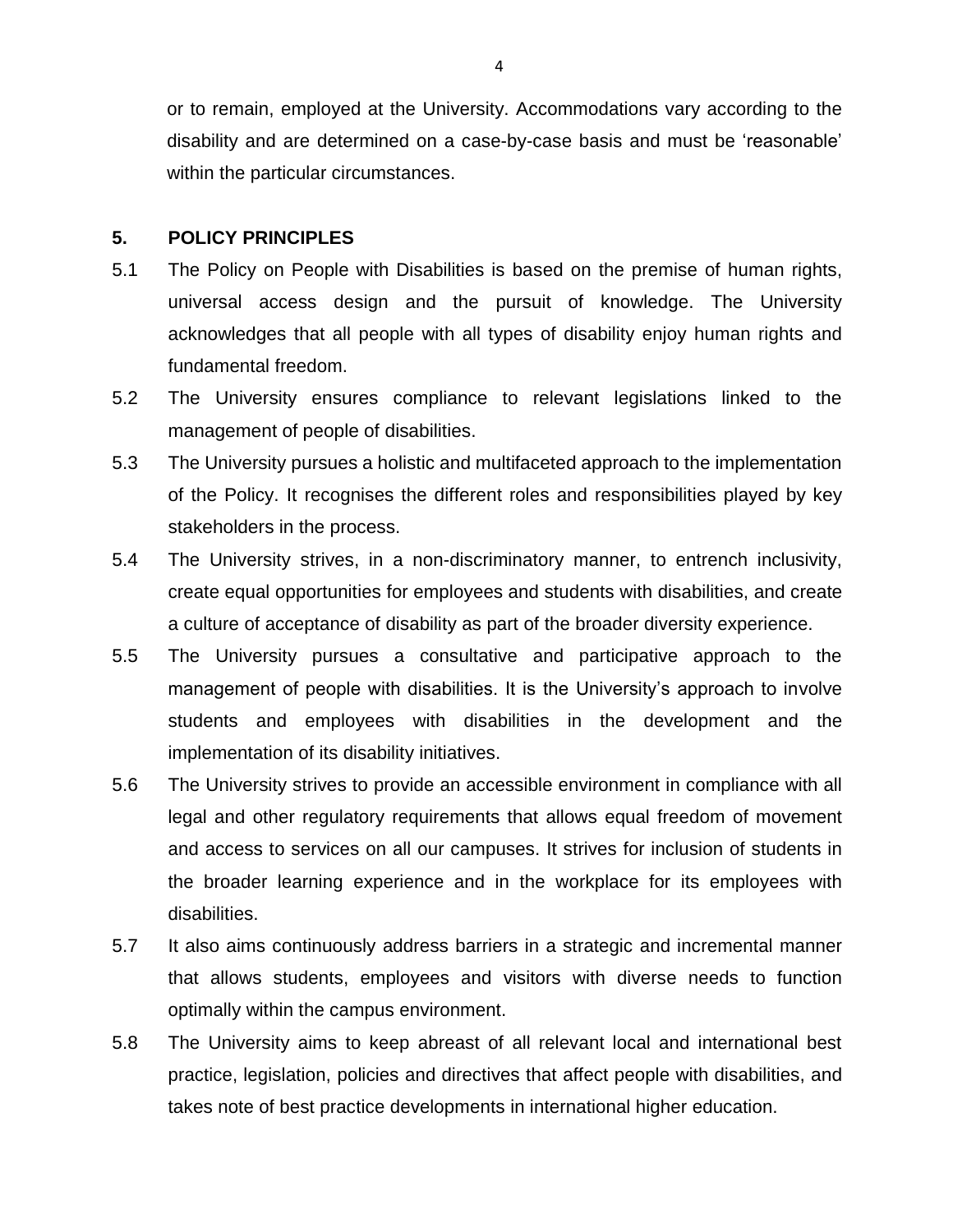or to remain, employed at the University. Accommodations vary according to the disability and are determined on a case-by-case basis and must be 'reasonable' within the particular circumstances.

## 5. POLICY PRINCIPLES

5.1 The Policy on People with Disabilities is based on the premise of human rights, universal access design and the pursuit of knowledge. The University acknowledges that all people with all types of disability enjoy human rights and fundamental freedom.

5.2 The University ensures compliance to relevant legislations linked to the management of people of disabilities.

5.3 The University pursues a holistic and multifaceted approach to the implementation of the Policy. It recognises the different roles and responsibilities played by key stakeholders in the process.

5.4 The University strives, in a non-discriminatory manner, to entrench inclusivity, create equal opportunities for employees and students with disabilities, and create a culture of acceptance of disability as part of the broader diversity experience.

5.5 The University pursues a consultative and participative approach to the management of people with disabilities. It is the University's approach to involve students and employees with disabilities in the development and the implementation of its disability initiatives.

5.6 The University strives to provide an accessible environment in compliance with all legal and other regulatory requirements that allows equal freedom of movement and access to services on all our campuses. It strives for inclusion of students in the broader learning experience and in the workplace for its employees with disabilities.

5.7 It also aims continuously address barriers in a strategic and incremental manner that allows students, employees and visitors with diverse needs to function optimally within the campus environment.

5.8 The University aims to keep abreast of all relevant local and international best practice, legislation, policies and directives that affect people with disabilities, and takes note of best practice developments in international higher education.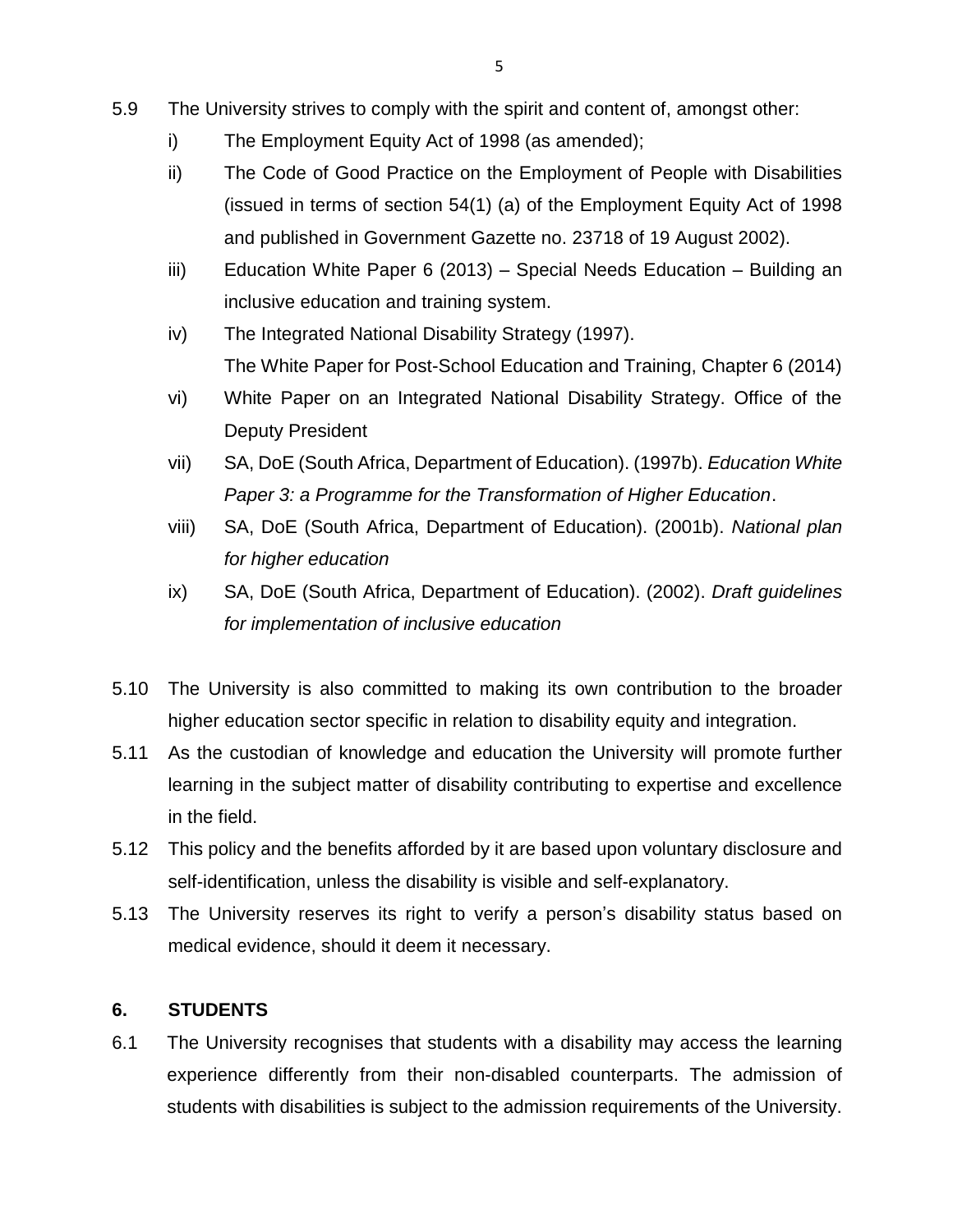5.9 The University strives to comply with the spirit and content of, amongst other:

i) The Employment Equity Act of 1998 (as amended);

ii) The Code of Good Practice on the Employment of People with Disabilities (issued in terms of section 54(1) (a) of the Employment Equity Act of 1998 and published in Government Gazette no. 23718 of 19 August 2002).

iii) Education White Paper 6 (2013) – Special Needs Education – Building an inclusive education and training system.

iv) The Integrated National Disability Strategy (1997).
The White Paper for Post-School Education and Training, Chapter 6 (2014)

vi) White Paper on an Integrated National Disability Strategy. Office of the Deputy President

vii) SA, DoE (South Africa, Department of Education). (1997b). *Education White Paper 3: a Programme for the Transformation of Higher Education*.

viii) SA, DoE (South Africa, Department of Education). (2001b). *National plan for higher education*

ix) SA, DoE (South Africa, Department of Education). (2002). *Draft guidelines for implementation of inclusive education*

5.10 The University is also committed to making its own contribution to the broader higher education sector specific in relation to disability equity and integration.

5.11 As the custodian of knowledge and education the University will promote further learning in the subject matter of disability contributing to expertise and excellence in the field.

5.12 This policy and the benefits afforded by it are based upon voluntary disclosure and self-identification, unless the disability is visible and self-explanatory.

5.13 The University reserves its right to verify a person's disability status based on medical evidence, should it deem it necessary.

## 6. STUDENTS

6.1 The University recognises that students with a disability may access the learning experience differently from their non-disabled counterparts. The admission of students with disabilities is subject to the admission requirements of the University.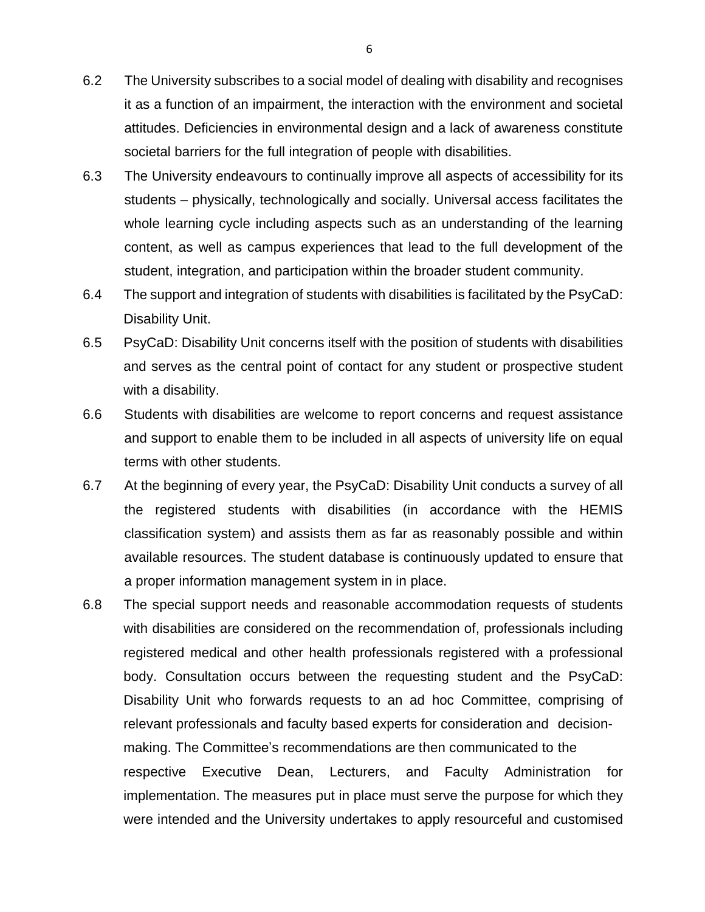6.2 The University subscribes to a social model of dealing with disability and recognises it as a function of an impairment, the interaction with the environment and societal attitudes. Deficiencies in environmental design and a lack of awareness constitute societal barriers for the full integration of people with disabilities.

6.3 The University endeavours to continually improve all aspects of accessibility for its students – physically, technologically and socially. Universal access facilitates the whole learning cycle including aspects such as an understanding of the learning content, as well as campus experiences that lead to the full development of the student, integration, and participation within the broader student community.

6.4 The support and integration of students with disabilities is facilitated by the PsyCaD: Disability Unit.

6.5 PsyCaD: Disability Unit concerns itself with the position of students with disabilities and serves as the central point of contact for any student or prospective student with a disability.

6.6 Students with disabilities are welcome to report concerns and request assistance and support to enable them to be included in all aspects of university life on equal terms with other students.

6.7 At the beginning of every year, the PsyCaD: Disability Unit conducts a survey of all the registered students with disabilities (in accordance with the HEMIS classification system) and assists them as far as reasonably possible and within available resources. The student database is continuously updated to ensure that a proper information management system in in place.

6.8 The special support needs and reasonable accommodation requests of students with disabilities are considered on the recommendation of, professionals including registered medical and other health professionals registered with a professional body. Consultation occurs between the requesting student and the PsyCaD: Disability Unit who forwards requests to an ad hoc Committee, comprising of relevant professionals and faculty based experts for consideration and decision-making. The Committee's recommendations are then communicated to the respective Executive Dean, Lecturers, and Faculty Administration for implementation. The measures put in place must serve the purpose for which they were intended and the University undertakes to apply resourceful and customised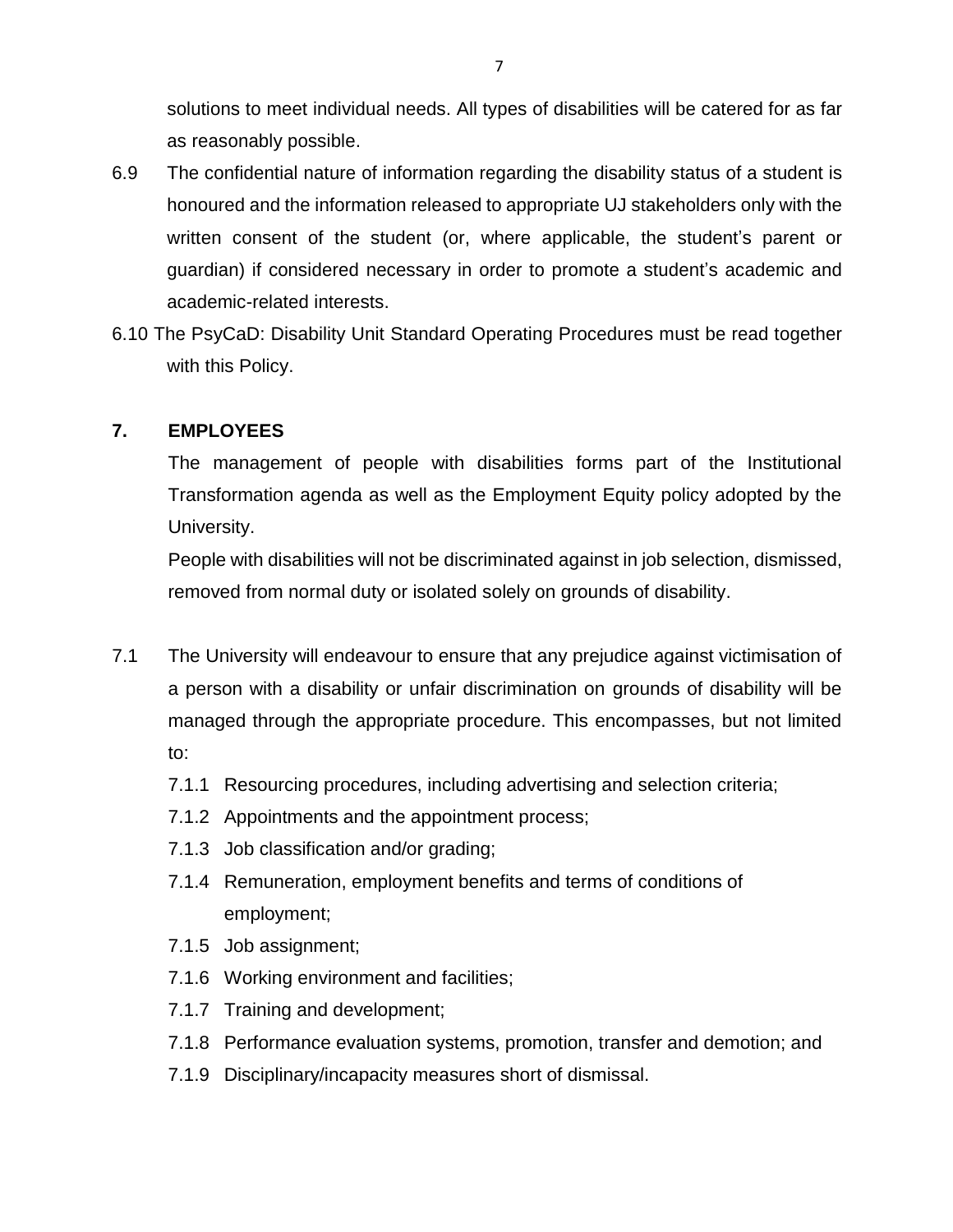solutions to meet individual needs. All types of disabilities will be catered for as far as reasonably possible.

6.9 The confidential nature of information regarding the disability status of a student is honoured and the information released to appropriate UJ stakeholders only with the written consent of the student (or, where applicable, the student's parent or guardian) if considered necessary in order to promote a student's academic and academic-related interests.

6.10 The PsyCaD: Disability Unit Standard Operating Procedures must be read together with this Policy.

## 7. EMPLOYEES

The management of people with disabilities forms part of the Institutional Transformation agenda as well as the Employment Equity policy adopted by the University.

People with disabilities will not be discriminated against in job selection, dismissed, removed from normal duty or isolated solely on grounds of disability.

7.1 The University will endeavour to ensure that any prejudice against victimisation of a person with a disability or unfair discrimination on grounds of disability will be managed through the appropriate procedure. This encompasses, but not limited to:

- 7.1.1 Resourcing procedures, including advertising and selection criteria;
- 7.1.2 Appointments and the appointment process;
- 7.1.3 Job classification and/or grading;
- 7.1.4 Remuneration, employment benefits and terms of conditions of employment;
- 7.1.5 Job assignment;
- 7.1.6 Working environment and facilities;
- 7.1.7 Training and development;
- 7.1.8 Performance evaluation systems, promotion, transfer and demotion; and
- 7.1.9 Disciplinary/incapacity measures short of dismissal.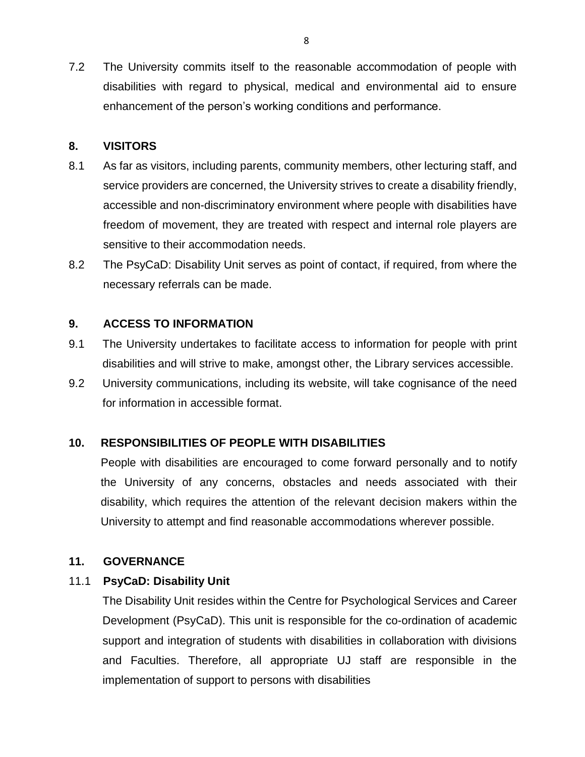7.2 The University commits itself to the reasonable accommodation of people with disabilities with regard to physical, medical and environmental aid to ensure enhancement of the person's working conditions and performance.

## 8. VISITORS

8.1 As far as visitors, including parents, community members, other lecturing staff, and service providers are concerned, the University strives to create a disability friendly, accessible and non-discriminatory environment where people with disabilities have freedom of movement, they are treated with respect and internal role players are sensitive to their accommodation needs.

8.2 The PsyCaD: Disability Unit serves as point of contact, if required, from where the necessary referrals can be made.

## 9. ACCESS TO INFORMATION

9.1 The University undertakes to facilitate access to information for people with print disabilities and will strive to make, amongst other, the Library services accessible.

9.2 University communications, including its website, will take cognisance of the need for information in accessible format.

## 10. RESPONSIBILITIES OF PEOPLE WITH DISABILITIES

People with disabilities are encouraged to come forward personally and to notify the University of any concerns, obstacles and needs associated with their disability, which requires the attention of the relevant decision makers within the University to attempt and find reasonable accommodations wherever possible.

## 11. GOVERNANCE

### 11.1 PsyCaD: Disability Unit

The Disability Unit resides within the Centre for Psychological Services and Career Development (PsyCaD). This unit is responsible for the co-ordination of academic support and integration of students with disabilities in collaboration with divisions and Faculties. Therefore, all appropriate UJ staff are responsible in the implementation of support to persons with disabilities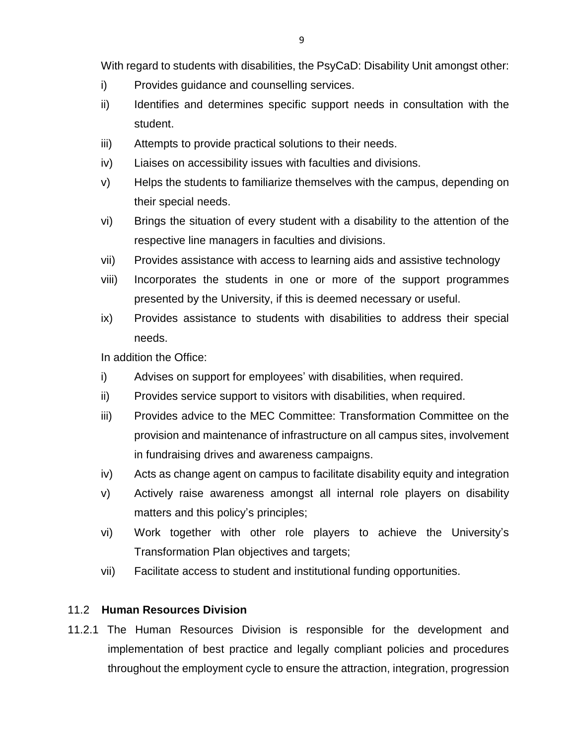With regard to students with disabilities, the PsyCaD: Disability Unit amongst other:

i) Provides guidance and counselling services.

ii) Identifies and determines specific support needs in consultation with the student.

iii) Attempts to provide practical solutions to their needs.

iv) Liaises on accessibility issues with faculties and divisions.

v) Helps the students to familiarize themselves with the campus, depending on their special needs.

vi) Brings the situation of every student with a disability to the attention of the respective line managers in faculties and divisions.

vii) Provides assistance with access to learning aids and assistive technology

viii) Incorporates the students in one or more of the support programmes presented by the University, if this is deemed necessary or useful.

ix) Provides assistance to students with disabilities to address their special needs.

In addition the Office:

i) Advises on support for employees' with disabilities, when required.

ii) Provides service support to visitors with disabilities, when required.

iii) Provides advice to the MEC Committee: Transformation Committee on the provision and maintenance of infrastructure on all campus sites, involvement in fundraising drives and awareness campaigns.

iv) Acts as change agent on campus to facilitate disability equity and integration

v) Actively raise awareness amongst all internal role players on disability matters and this policy's principles;

vi) Work together with other role players to achieve the University's Transformation Plan objectives and targets;

vii) Facilitate access to student and institutional funding opportunities.

### 11.2 **Human Resources Division**

11.2.1 The Human Resources Division is responsible for the development and implementation of best practice and legally compliant policies and procedures throughout the employment cycle to ensure the attraction, integration, progression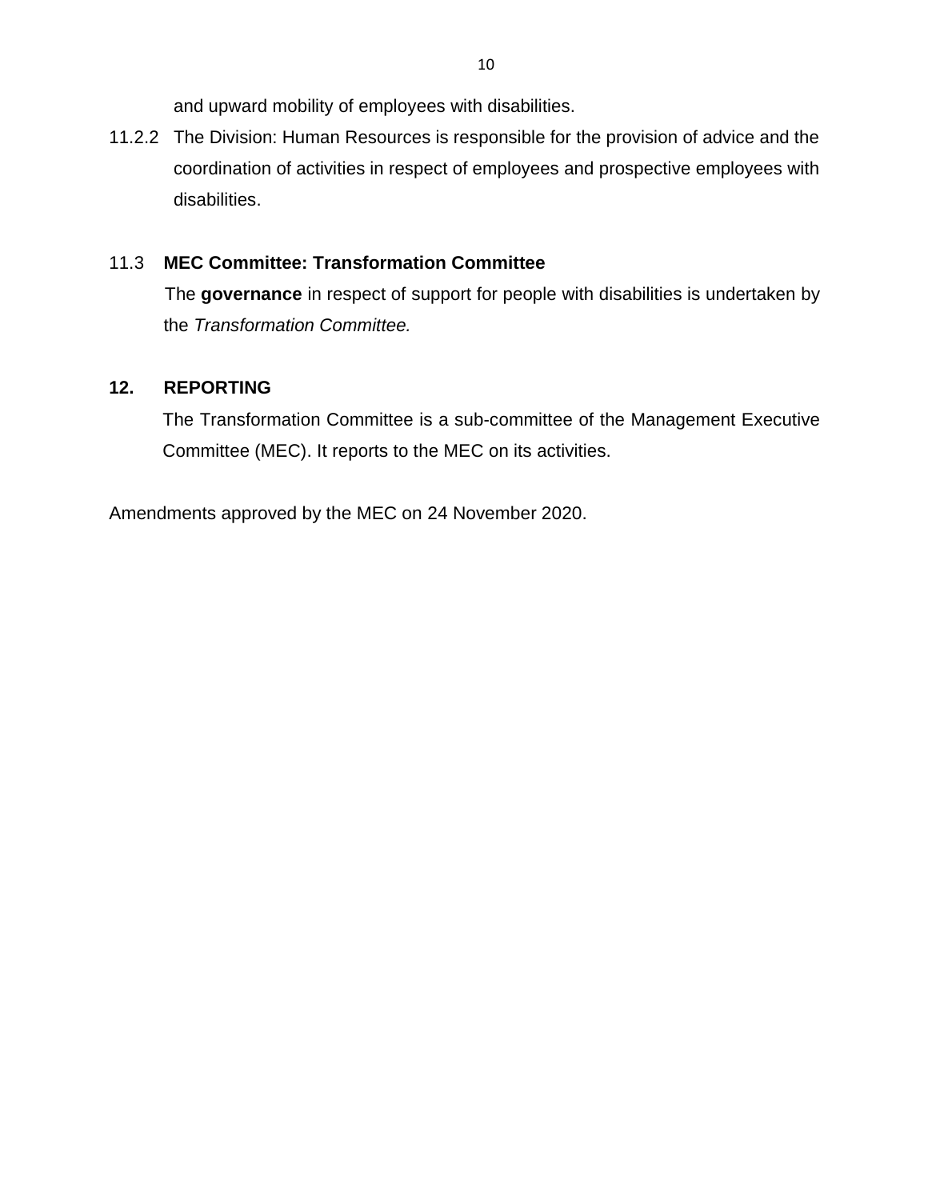and upward mobility of employees with disabilities.

11.2.2 The Division: Human Resources is responsible for the provision of advice and the coordination of activities in respect of employees and prospective employees with disabilities.

11.3 **MEC Committee: Transformation Committee**

The **governance** in respect of support for people with disabilities is undertaken by the *Transformation Committee.*

## 12. REPORTING

The Transformation Committee is a sub-committee of the Management Executive Committee (MEC). It reports to the MEC on its activities.

Amendments approved by the MEC on 24 November 2020.